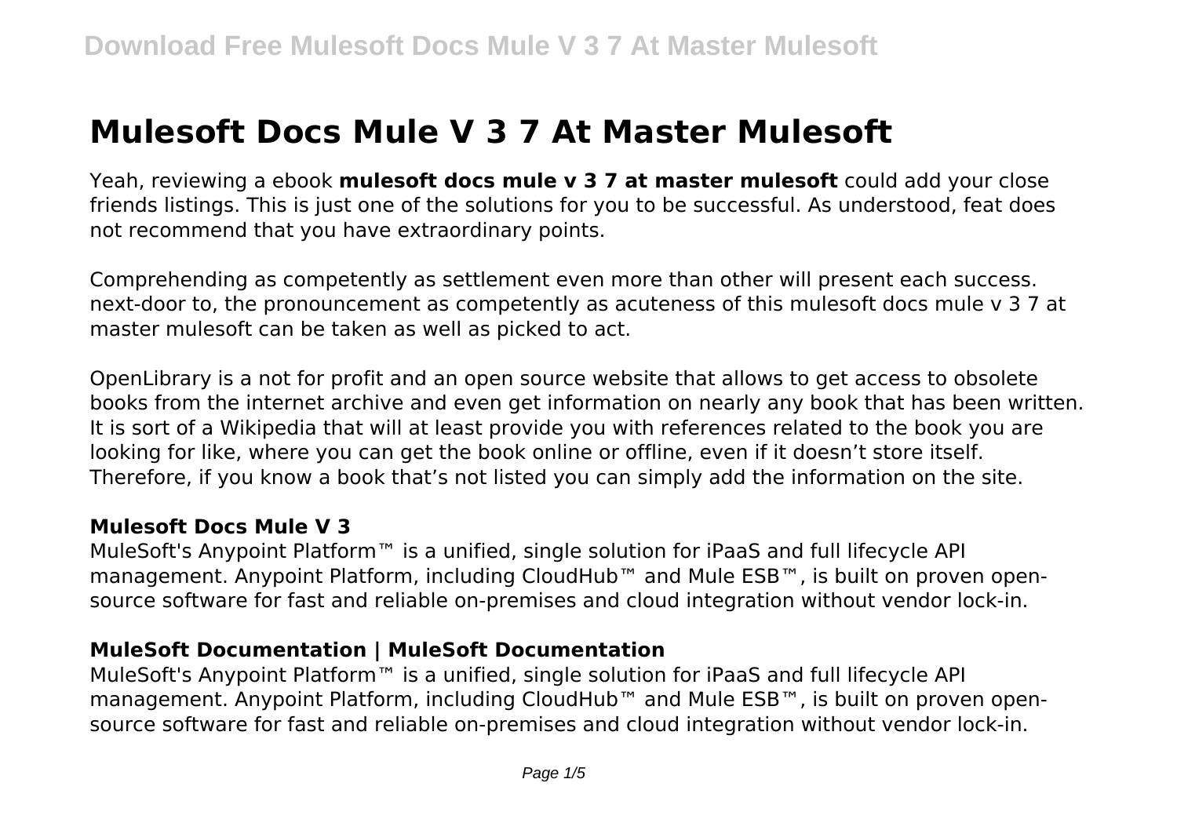# Mulesoft Docs Mule V 3 7 At Master Mulesoft

Yeah, reviewing a ebook **mulesoft docs mule v 3 7 at master mulesoft** could add your close friends listings. This is just one of the solutions for you to be successful. As understood, feat does not recommend that you have extraordinary points.

Comprehending as competently as settlement even more than other will present each success. next-door to, the pronouncement as competently as acuteness of this mulesoft docs mule v 3 7 at master mulesoft can be taken as well as picked to act.

OpenLibrary is a not for profit and an open source website that allows to get access to obsolete books from the internet archive and even get information on nearly any book that has been written. It is sort of a Wikipedia that will at least provide you with references related to the book you are looking for like, where you can get the book online or offline, even if it doesn't store itself. Therefore, if you know a book that's not listed you can simply add the information on the site.

## Mulesoft Docs Mule V 3

MuleSoft's Anypoint Platform™ is a unified, single solution for iPaaS and full lifecycle API management. Anypoint Platform, including CloudHub™ and Mule ESB™, is built on proven open-source software for fast and reliable on-premises and cloud integration without vendor lock-in.

## MuleSoft Documentation | MuleSoft Documentation

MuleSoft's Anypoint Platform™ is a unified, single solution for iPaaS and full lifecycle API management. Anypoint Platform, including CloudHub™ and Mule ESB™, is built on proven open-source software for fast and reliable on-premises and cloud integration without vendor lock-in.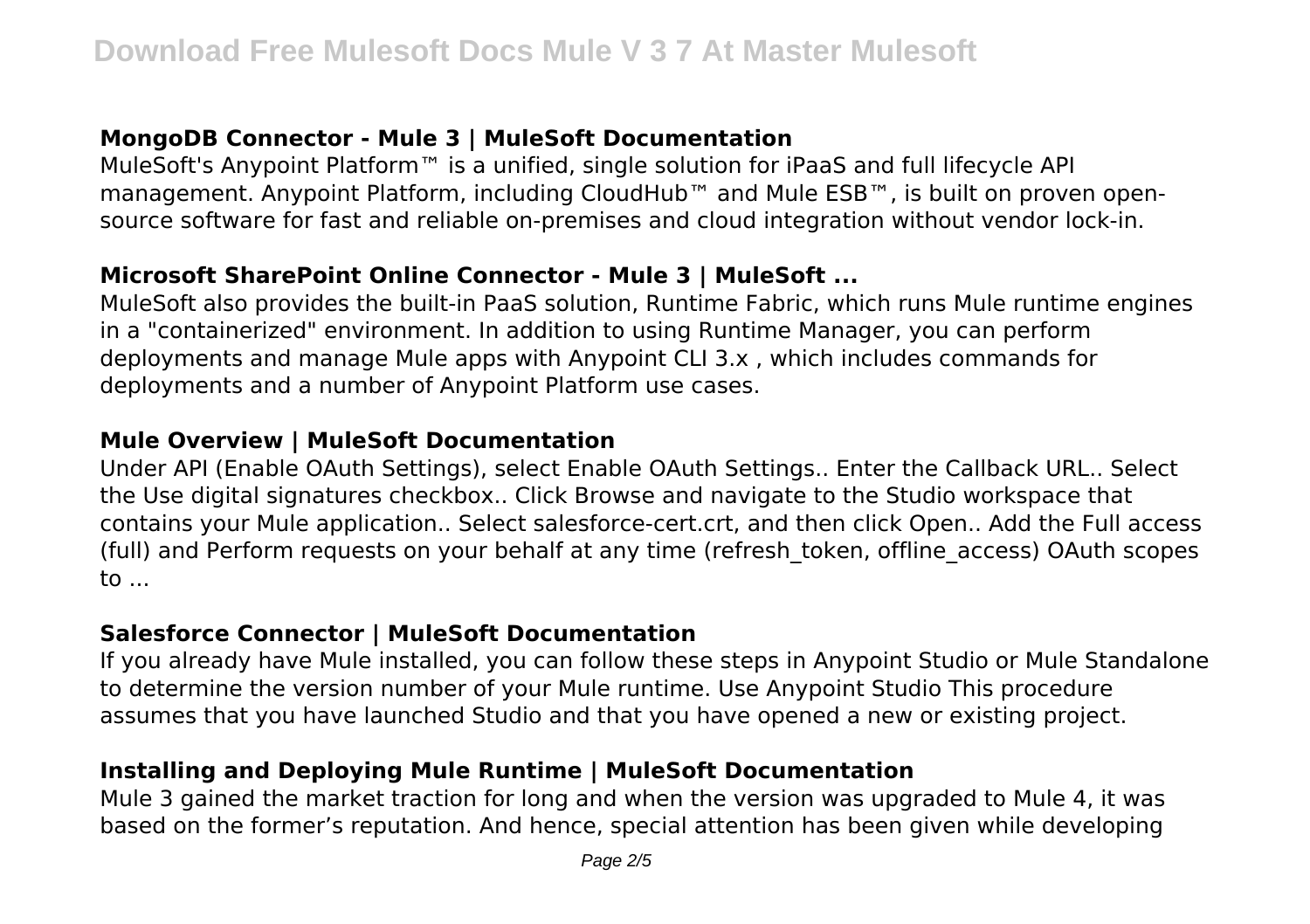### MongoDB Connector - Mule 3 | MuleSoft Documentation

MuleSoft's Anypoint Platform™ is a unified, single solution for iPaaS and full lifecycle API management. Anypoint Platform, including CloudHub™ and Mule ESB™, is built on proven open-source software for fast and reliable on-premises and cloud integration without vendor lock-in.

### Microsoft SharePoint Online Connector - Mule 3 | MuleSoft ...

MuleSoft also provides the built-in PaaS solution, Runtime Fabric, which runs Mule runtime engines in a "containerized" environment. In addition to using Runtime Manager, you can perform deployments and manage Mule apps with Anypoint CLI 3.x , which includes commands for deployments and a number of Anypoint Platform use cases.

### Mule Overview | MuleSoft Documentation

Under API (Enable OAuth Settings), select Enable OAuth Settings.. Enter the Callback URL.. Select the Use digital signatures checkbox.. Click Browse and navigate to the Studio workspace that contains your Mule application.. Select salesforce-cert.crt, and then click Open.. Add the Full access (full) and Perform requests on your behalf at any time (refresh_token, offline_access) OAuth scopes to ...

### Salesforce Connector | MuleSoft Documentation

If you already have Mule installed, you can follow these steps in Anypoint Studio or Mule Standalone to determine the version number of your Mule runtime. Use Anypoint Studio This procedure assumes that you have launched Studio and that you have opened a new or existing project.

### Installing and Deploying Mule Runtime | MuleSoft Documentation

Mule 3 gained the market traction for long and when the version was upgraded to Mule 4, it was based on the former's reputation. And hence, special attention has been given while developing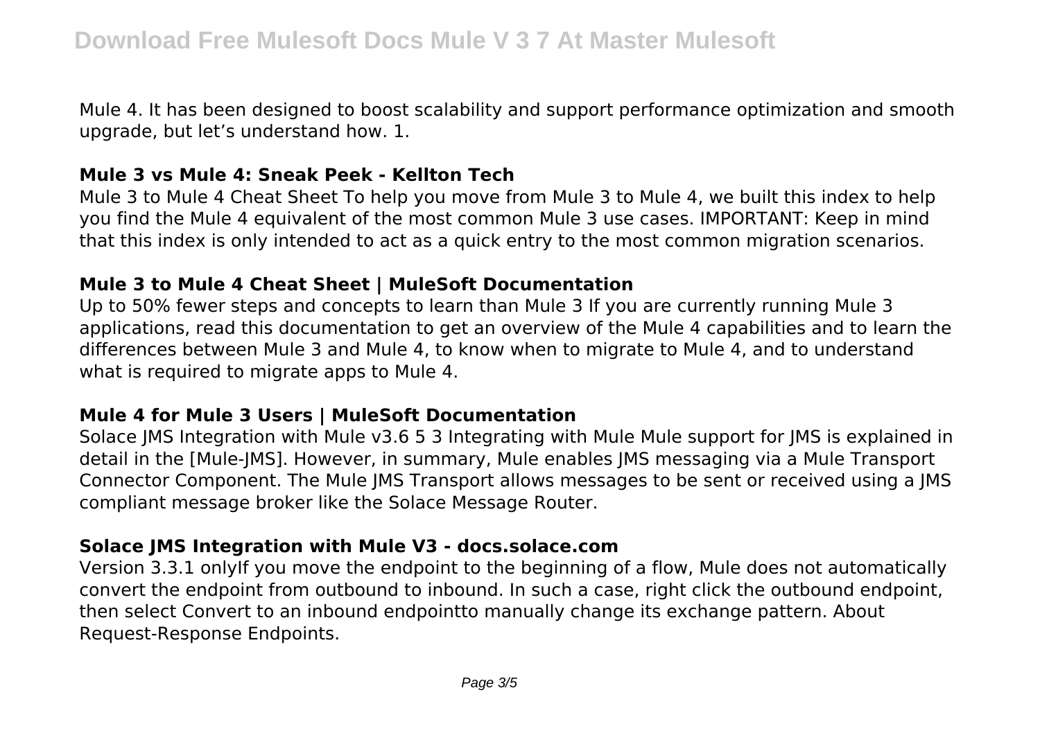Mule 4. It has been designed to boost scalability and support performance optimization and smooth upgrade, but let's understand how. 1.

### Mule 3 vs Mule 4: Sneak Peek - Kellton Tech

Mule 3 to Mule 4 Cheat Sheet To help you move from Mule 3 to Mule 4, we built this index to help you find the Mule 4 equivalent of the most common Mule 3 use cases. IMPORTANT: Keep in mind that this index is only intended to act as a quick entry to the most common migration scenarios.

### Mule 3 to Mule 4 Cheat Sheet | MuleSoft Documentation

Up to 50% fewer steps and concepts to learn than Mule 3 If you are currently running Mule 3 applications, read this documentation to get an overview of the Mule 4 capabilities and to learn the differences between Mule 3 and Mule 4, to know when to migrate to Mule 4, and to understand what is required to migrate apps to Mule 4.

### Mule 4 for Mule 3 Users | MuleSoft Documentation

Solace JMS Integration with Mule v3.6 5 3 Integrating with Mule Mule support for JMS is explained in detail in the [Mule-JMS]. However, in summary, Mule enables JMS messaging via a Mule Transport Connector Component. The Mule JMS Transport allows messages to be sent or received using a JMS compliant message broker like the Solace Message Router.

### Solace JMS Integration with Mule V3 - docs.solace.com

Version 3.3.1 onlyIf you move the endpoint to the beginning of a flow, Mule does not automatically convert the endpoint from outbound to inbound. In such a case, right click the outbound endpoint, then select Convert to an inbound endpointto manually change its exchange pattern. About Request-Response Endpoints.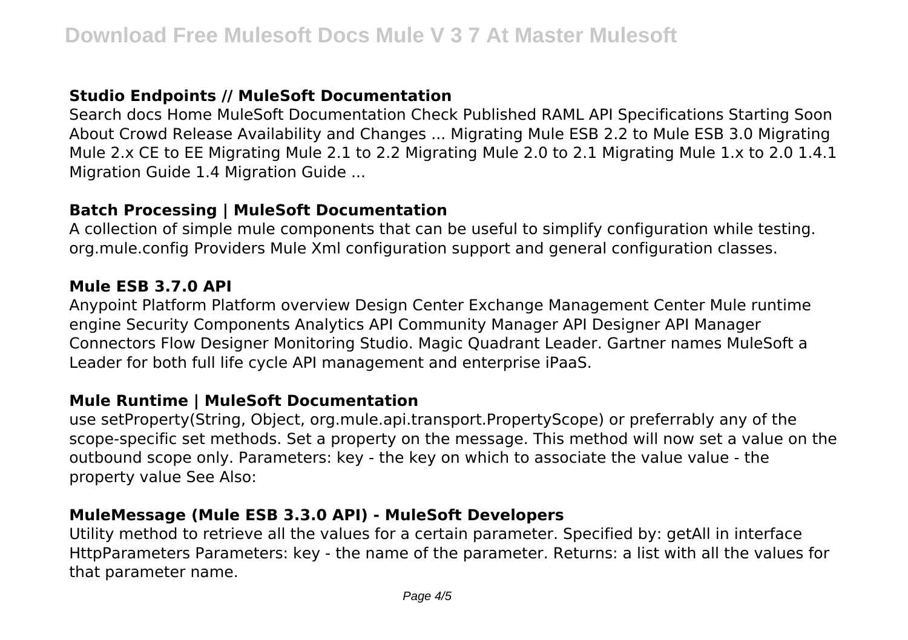### Studio Endpoints // MuleSoft Documentation

Search docs Home MuleSoft Documentation Check Published RAML API Specifications Starting Soon About Crowd Release Availability and Changes ... Migrating Mule ESB 2.2 to Mule ESB 3.0 Migrating Mule 2.x CE to EE Migrating Mule 2.1 to 2.2 Migrating Mule 2.0 to 2.1 Migrating Mule 1.x to 2.0 1.4.1 Migration Guide 1.4 Migration Guide ...

### Batch Processing | MuleSoft Documentation

A collection of simple mule components that can be useful to simplify configuration while testing. org.mule.config Providers Mule Xml configuration support and general configuration classes.

### Mule ESB 3.7.0 API

Anypoint Platform Platform overview Design Center Exchange Management Center Mule runtime engine Security Components Analytics API Community Manager API Designer API Manager Connectors Flow Designer Monitoring Studio. Magic Quadrant Leader. Gartner names MuleSoft a Leader for both full life cycle API management and enterprise iPaaS.

### Mule Runtime | MuleSoft Documentation

use setProperty(String, Object, org.mule.api.transport.PropertyScope) or preferrably any of the scope-specific set methods. Set a property on the message. This method will now set a value on the outbound scope only. Parameters: key - the key on which to associate the value value - the property value See Also:

### MuleMessage (Mule ESB 3.3.0 API) - MuleSoft Developers

Utility method to retrieve all the values for a certain parameter. Specified by: getAll in interface HttpParameters Parameters: key - the name of the parameter. Returns: a list with all the values for that parameter name.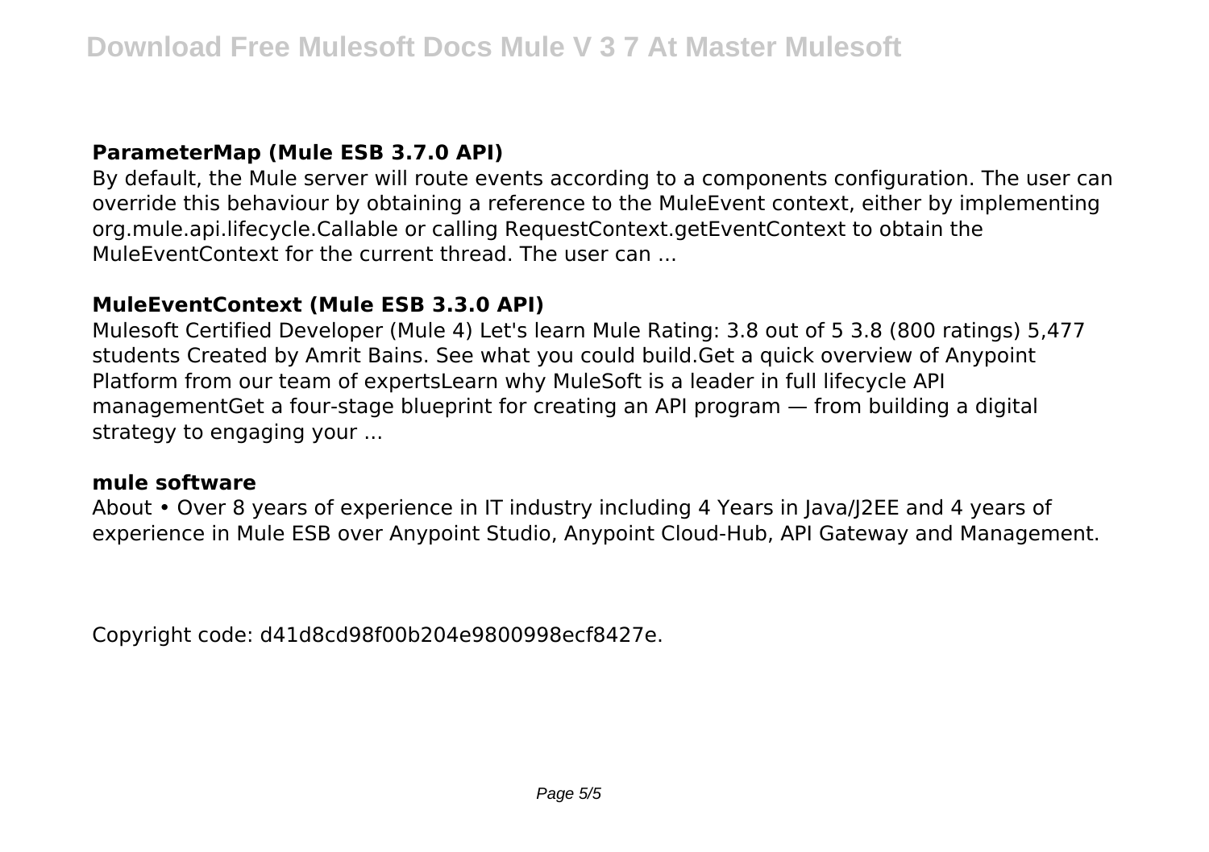### ParameterMap (Mule ESB 3.7.0 API)

By default, the Mule server will route events according to a components configuration. The user can override this behaviour by obtaining a reference to the MuleEvent context, either by implementing org.mule.api.lifecycle.Callable or calling RequestContext.getEventContext to obtain the MuleEventContext for the current thread. The user can ...

### MuleEventContext (Mule ESB 3.3.0 API)

Mulesoft Certified Developer (Mule 4) Let's learn Mule Rating: 3.8 out of 5 3.8 (800 ratings) 5,477 students Created by Amrit Bains. See what you could build.Get a quick overview of Anypoint Platform from our team of expertsLearn why MuleSoft is a leader in full lifecycle API managementGet a four-stage blueprint for creating an API program — from building a digital strategy to engaging your ...

### mule software

About • Over 8 years of experience in IT industry including 4 Years in Java/J2EE and 4 years of experience in Mule ESB over Anypoint Studio, Anypoint Cloud-Hub, API Gateway and Management.

Copyright code: d41d8cd98f00b204e9800998ecf8427e.